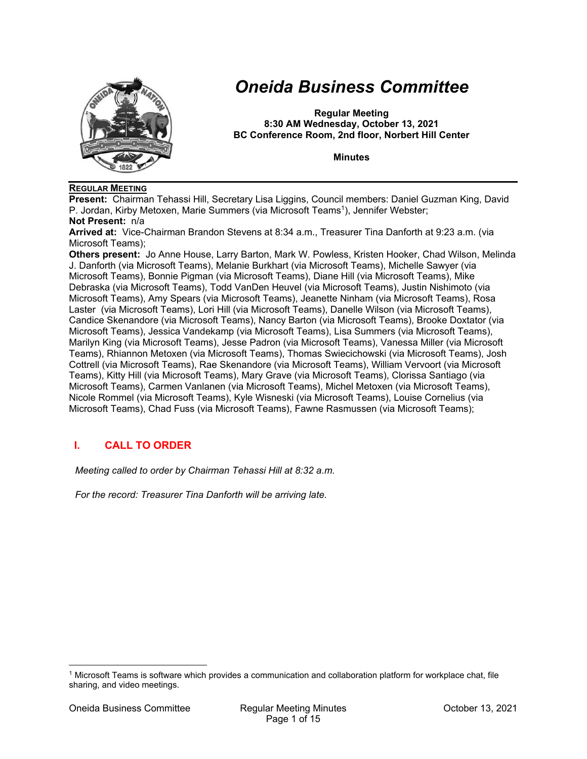# *Oneida Business Committee*

**Regular Meeting**
**8:30 AM Wednesday, October 13, 2021**
**BC Conference Room, 2nd floor, Norbert Hill Center**

**Minutes**

## Regular Meeting

**Present:** Chairman Tehassi Hill, Secretary Lisa Liggins, Council members: Daniel Guzman King, David P. Jordan, Kirby Metoxen, Marie Summers (via Microsoft Teams[1]), Jennifer Webster;
**Not Present:** n/a
**Arrived at:** Vice-Chairman Brandon Stevens at 8:34 a.m., Treasurer Tina Danforth at 9:23 a.m. (via Microsoft Teams);
**Others present:** Jo Anne House, Larry Barton, Mark W. Powless, Kristen Hooker, Chad Wilson, Melinda J. Danforth (via Microsoft Teams), Melanie Burkhart (via Microsoft Teams), Michelle Sawyer (via Microsoft Teams), Bonnie Pigman (via Microsoft Teams), Diane Hill (via Microsoft Teams), Mike Debraska (via Microsoft Teams), Todd VanDen Heuvel (via Microsoft Teams), Justin Nishimoto (via Microsoft Teams), Amy Spears (via Microsoft Teams), Jeanette Ninham (via Microsoft Teams), Rosa Laster (via Microsoft Teams), Lori Hill (via Microsoft Teams), Danelle Wilson (via Microsoft Teams), Candice Skenandore (via Microsoft Teams), Nancy Barton (via Microsoft Teams), Brooke Doxtator (via Microsoft Teams), Jessica Vandekamp (via Microsoft Teams), Lisa Summers (via Microsoft Teams), Marilyn King (via Microsoft Teams), Jesse Padron (via Microsoft Teams), Vanessa Miller (via Microsoft Teams), Rhiannon Metoxen (via Microsoft Teams), Thomas Swiecichowski (via Microsoft Teams), Josh Cottrell (via Microsoft Teams), Rae Skenandore (via Microsoft Teams), William Vervoort (via Microsoft Teams), Kitty Hill (via Microsoft Teams), Mary Grave (via Microsoft Teams), Clorissa Santiago (via Microsoft Teams), Carmen Vanlanen (via Microsoft Teams), Michel Metoxen (via Microsoft Teams), Nicole Rommel (via Microsoft Teams), Kyle Wisneski (via Microsoft Teams), Louise Cornelius (via Microsoft Teams), Chad Fuss (via Microsoft Teams), Fawne Rasmussen (via Microsoft Teams);

## I. CALL TO ORDER

*Meeting called to order by Chairman Tehassi Hill at 8:32 a.m.*

*For the record: Treasurer Tina Danforth will be arriving late.*

---

[1] Microsoft Teams is software which provides a communication and collaboration platform for workplace chat, file sharing, and video meetings.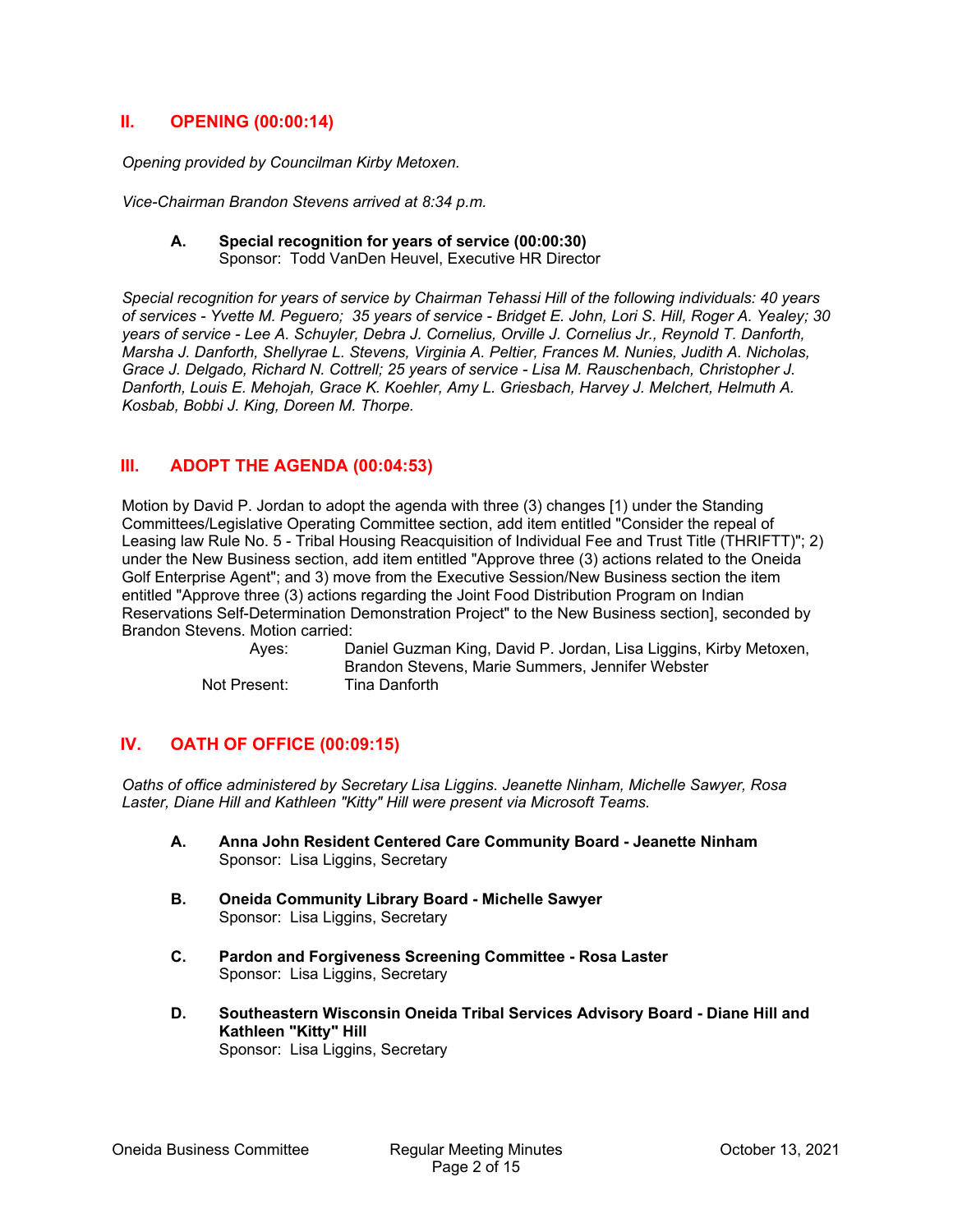## II. OPENING (00:00:14)

*Opening provided by Councilman Kirby Metoxen.*

*Vice-Chairman Brandon Stevens arrived at 8:34 p.m.*

### A. Special recognition for years of service (00:00:30)
Sponsor: Todd VanDen Heuvel, Executive HR Director

*Special recognition for years of service by Chairman Tehassi Hill of the following individuals: 40 years of services - Yvette M. Peguero; 35 years of service - Bridget E. John, Lori S. Hill, Roger A. Yealey; 30 years of service - Lee A. Schuyler, Debra J. Cornelius, Orville J. Cornelius Jr., Reynold T. Danforth, Marsha J. Danforth, Shellyrae L. Stevens, Virginia A. Peltier, Frances M. Nunies, Judith A. Nicholas, Grace J. Delgado, Richard N. Cottrell; 25 years of service - Lisa M. Rauschenbach, Christopher J. Danforth, Louis E. Mehojah, Grace K. Koehler, Amy L. Griesbach, Harvey J. Melchert, Helmuth A. Kosbab, Bobbi J. King, Doreen M. Thorpe.*

## III. ADOPT THE AGENDA (00:04:53)

Motion by David P. Jordan to adopt the agenda with three (3) changes [1) under the Standing Committees/Legislative Operating Committee section, add item entitled "Consider the repeal of Leasing law Rule No. 5 - Tribal Housing Reacquisition of Individual Fee and Trust Title (THRIFTT)"; 2) under the New Business section, add item entitled "Approve three (3) actions related to the Oneida Golf Enterprise Agent"; and 3) move from the Executive Session/New Business section the item entitled "Approve three (3) actions regarding the Joint Food Distribution Program on Indian Reservations Self-Determination Demonstration Project" to the New Business section], seconded by Brandon Stevens. Motion carried:

| | |
|---|---|
| Ayes: | Daniel Guzman King, David P. Jordan, Lisa Liggins, Kirby Metoxen, Brandon Stevens, Marie Summers, Jennifer Webster |
| Not Present: | Tina Danforth |

## IV. OATH OF OFFICE (00:09:15)

*Oaths of office administered by Secretary Lisa Liggins. Jeanette Ninham, Michelle Sawyer, Rosa Laster, Diane Hill and Kathleen "Kitty" Hill were present via Microsoft Teams.*

### A. Anna John Resident Centered Care Community Board - Jeanette Ninham
Sponsor: Lisa Liggins, Secretary

### B. Oneida Community Library Board - Michelle Sawyer
Sponsor: Lisa Liggins, Secretary

### C. Pardon and Forgiveness Screening Committee - Rosa Laster
Sponsor: Lisa Liggins, Secretary

### D. Southeastern Wisconsin Oneida Tribal Services Advisory Board - Diane Hill and Kathleen "Kitty" Hill
Sponsor: Lisa Liggins, Secretary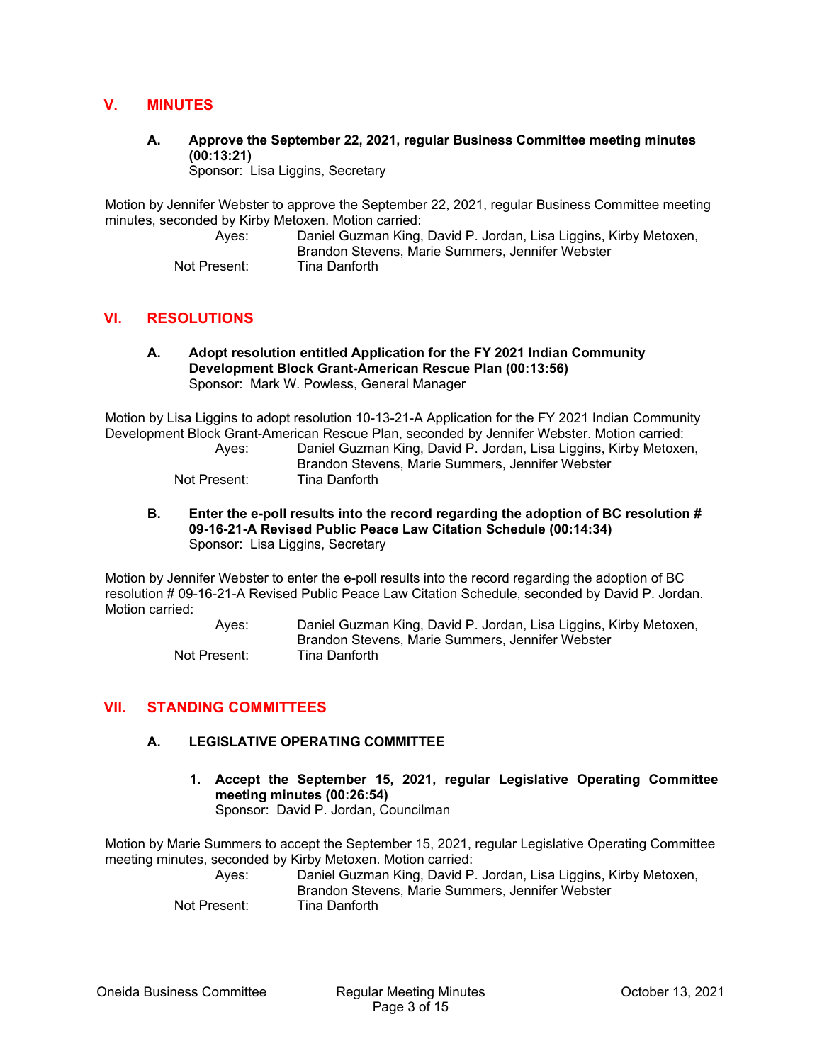## V. MINUTES

**A. Approve the September 22, 2021, regular Business Committee meeting minutes (00:13:21)**
Sponsor: Lisa Liggins, Secretary

Motion by Jennifer Webster to approve the September 22, 2021, regular Business Committee meeting minutes, seconded by Kirby Metoxen. Motion carried:

Ayes: Daniel Guzman King, David P. Jordan, Lisa Liggins, Kirby Metoxen, Brandon Stevens, Marie Summers, Jennifer Webster
Not Present: Tina Danforth

## VI. RESOLUTIONS

**A. Adopt resolution entitled Application for the FY 2021 Indian Community Development Block Grant-American Rescue Plan (00:13:56)**
Sponsor: Mark W. Powless, General Manager

Motion by Lisa Liggins to adopt resolution 10-13-21-A Application for the FY 2021 Indian Community Development Block Grant-American Rescue Plan, seconded by Jennifer Webster. Motion carried:

Ayes: Daniel Guzman King, David P. Jordan, Lisa Liggins, Kirby Metoxen, Brandon Stevens, Marie Summers, Jennifer Webster
Not Present: Tina Danforth

**B. Enter the e-poll results into the record regarding the adoption of BC resolution # 09-16-21-A Revised Public Peace Law Citation Schedule (00:14:34)**
Sponsor: Lisa Liggins, Secretary

Motion by Jennifer Webster to enter the e-poll results into the record regarding the adoption of BC resolution # 09-16-21-A Revised Public Peace Law Citation Schedule, seconded by David P. Jordan. Motion carried:

Ayes: Daniel Guzman King, David P. Jordan, Lisa Liggins, Kirby Metoxen, Brandon Stevens, Marie Summers, Jennifer Webster
Not Present: Tina Danforth

## VII. STANDING COMMITTEES

### A. LEGISLATIVE OPERATING COMMITTEE

**1. Accept the September 15, 2021, regular Legislative Operating Committee meeting minutes (00:26:54)**
Sponsor: David P. Jordan, Councilman

Motion by Marie Summers to accept the September 15, 2021, regular Legislative Operating Committee meeting minutes, seconded by Kirby Metoxen. Motion carried:

Ayes: Daniel Guzman King, David P. Jordan, Lisa Liggins, Kirby Metoxen, Brandon Stevens, Marie Summers, Jennifer Webster
Not Present: Tina Danforth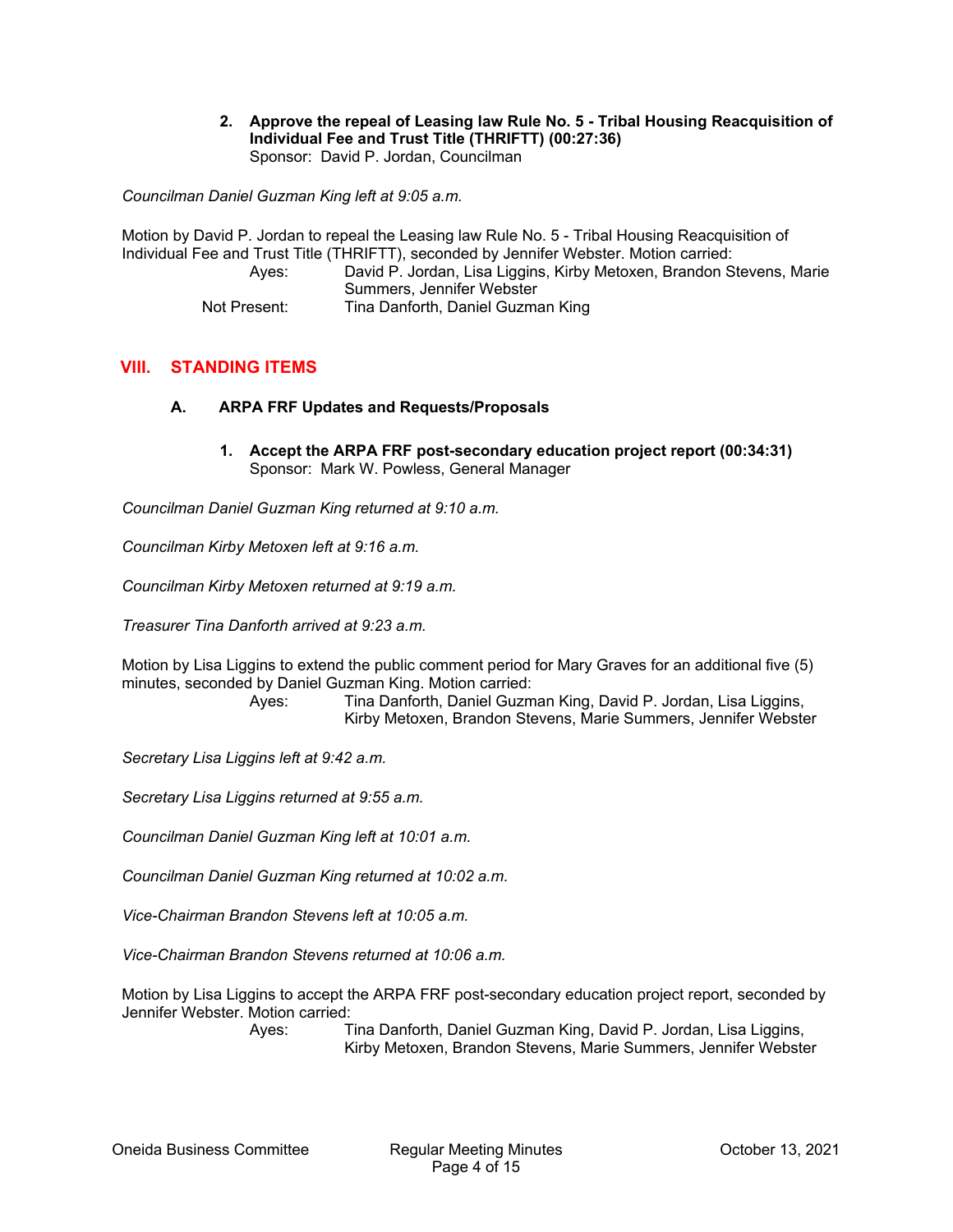**2. Approve the repeal of Leasing law Rule No. 5 - Tribal Housing Reacquisition of Individual Fee and Trust Title (THRIFTT) (00:27:36)**
Sponsor: David P. Jordan, Councilman

*Councilman Daniel Guzman King left at 9:05 a.m.*

Motion by David P. Jordan to repeal the Leasing law Rule No. 5 - Tribal Housing Reacquisition of Individual Fee and Trust Title (THRIFTT), seconded by Jennifer Webster. Motion carried:

Ayes: David P. Jordan, Lisa Liggins, Kirby Metoxen, Brandon Stevens, Marie Summers, Jennifer Webster

Not Present: Tina Danforth, Daniel Guzman King

## VIII. STANDING ITEMS

### A. ARPA FRF Updates and Requests/Proposals

**1. Accept the ARPA FRF post-secondary education project report (00:34:31)**
Sponsor: Mark W. Powless, General Manager

*Councilman Daniel Guzman King returned at 9:10 a.m.*

*Councilman Kirby Metoxen left at 9:16 a.m.*

*Councilman Kirby Metoxen returned at 9:19 a.m.*

*Treasurer Tina Danforth arrived at 9:23 a.m.*

Motion by Lisa Liggins to extend the public comment period for Mary Graves for an additional five (5) minutes, seconded by Daniel Guzman King. Motion carried:

Ayes: Tina Danforth, Daniel Guzman King, David P. Jordan, Lisa Liggins, Kirby Metoxen, Brandon Stevens, Marie Summers, Jennifer Webster

*Secretary Lisa Liggins left at 9:42 a.m.*

*Secretary Lisa Liggins returned at 9:55 a.m.*

*Councilman Daniel Guzman King left at 10:01 a.m.*

*Councilman Daniel Guzman King returned at 10:02 a.m.*

*Vice-Chairman Brandon Stevens left at 10:05 a.m.*

*Vice-Chairman Brandon Stevens returned at 10:06 a.m.*

Motion by Lisa Liggins to accept the ARPA FRF post-secondary education project report, seconded by Jennifer Webster. Motion carried:

Ayes: Tina Danforth, Daniel Guzman King, David P. Jordan, Lisa Liggins, Kirby Metoxen, Brandon Stevens, Marie Summers, Jennifer Webster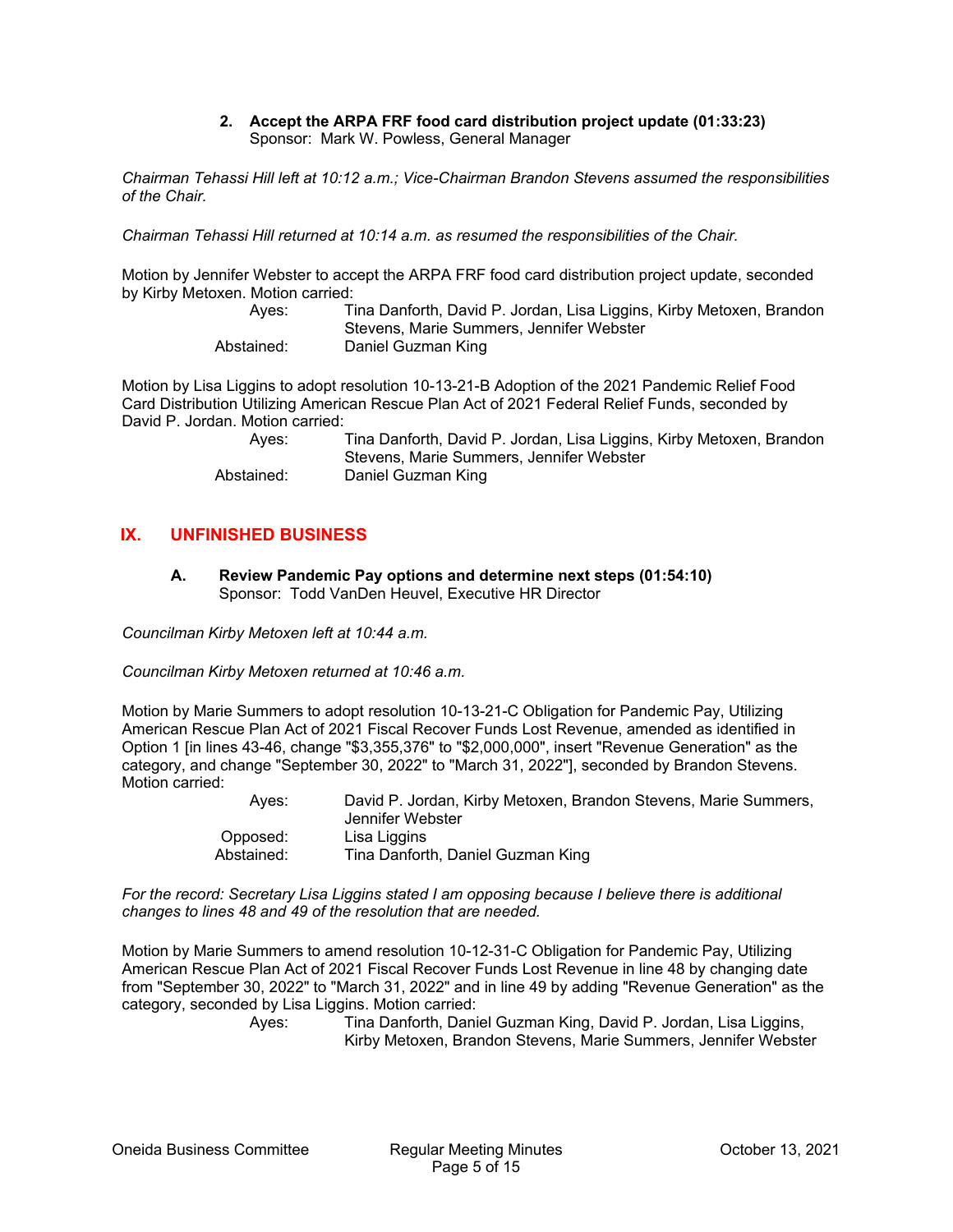2. **Accept the ARPA FRF food card distribution project update (01:33:23)**
   Sponsor: Mark W. Powless, General Manager

*Chairman Tehassi Hill left at 10:12 a.m.; Vice-Chairman Brandon Stevens assumed the responsibilities of the Chair.*

*Chairman Tehassi Hill returned at 10:14 a.m. as resumed the responsibilities of the Chair.*

Motion by Jennifer Webster to accept the ARPA FRF food card distribution project update, seconded by Kirby Metoxen. Motion carried:

| | |
|---|---|
| Ayes: | Tina Danforth, David P. Jordan, Lisa Liggins, Kirby Metoxen, Brandon Stevens, Marie Summers, Jennifer Webster |
| Abstained: | Daniel Guzman King |

Motion by Lisa Liggins to adopt resolution 10-13-21-B Adoption of the 2021 Pandemic Relief Food Card Distribution Utilizing American Rescue Plan Act of 2021 Federal Relief Funds, seconded by David P. Jordan. Motion carried:

| | |
|---|---|
| Ayes: | Tina Danforth, David P. Jordan, Lisa Liggins, Kirby Metoxen, Brandon Stevens, Marie Summers, Jennifer Webster |
| Abstained: | Daniel Guzman King |

## IX. UNFINISHED BUSINESS

**A. Review Pandemic Pay options and determine next steps (01:54:10)**
Sponsor: Todd VanDen Heuvel, Executive HR Director

*Councilman Kirby Metoxen left at 10:44 a.m.*

*Councilman Kirby Metoxen returned at 10:46 a.m.*

Motion by Marie Summers to adopt resolution 10-13-21-C Obligation for Pandemic Pay, Utilizing American Rescue Plan Act of 2021 Fiscal Recover Funds Lost Revenue, amended as identified in Option 1 [in lines 43-46, change "$3,355,376" to "$2,000,000", insert "Revenue Generation" as the category, and change "September 30, 2022" to "March 31, 2022"], seconded by Brandon Stevens. Motion carried:

| | |
|---|---|
| Ayes: | David P. Jordan, Kirby Metoxen, Brandon Stevens, Marie Summers, Jennifer Webster |
| Opposed: | Lisa Liggins |
| Abstained: | Tina Danforth, Daniel Guzman King |

*For the record: Secretary Lisa Liggins stated I am opposing because I believe there is additional changes to lines 48 and 49 of the resolution that are needed.*

Motion by Marie Summers to amend resolution 10-12-31-C Obligation for Pandemic Pay, Utilizing American Rescue Plan Act of 2021 Fiscal Recover Funds Lost Revenue in line 48 by changing date from "September 30, 2022" to "March 31, 2022" and in line 49 by adding "Revenue Generation" as the category, seconded by Lisa Liggins. Motion carried:

| | |
|---|---|
| Ayes: | Tina Danforth, Daniel Guzman King, David P. Jordan, Lisa Liggins, Kirby Metoxen, Brandon Stevens, Marie Summers, Jennifer Webster |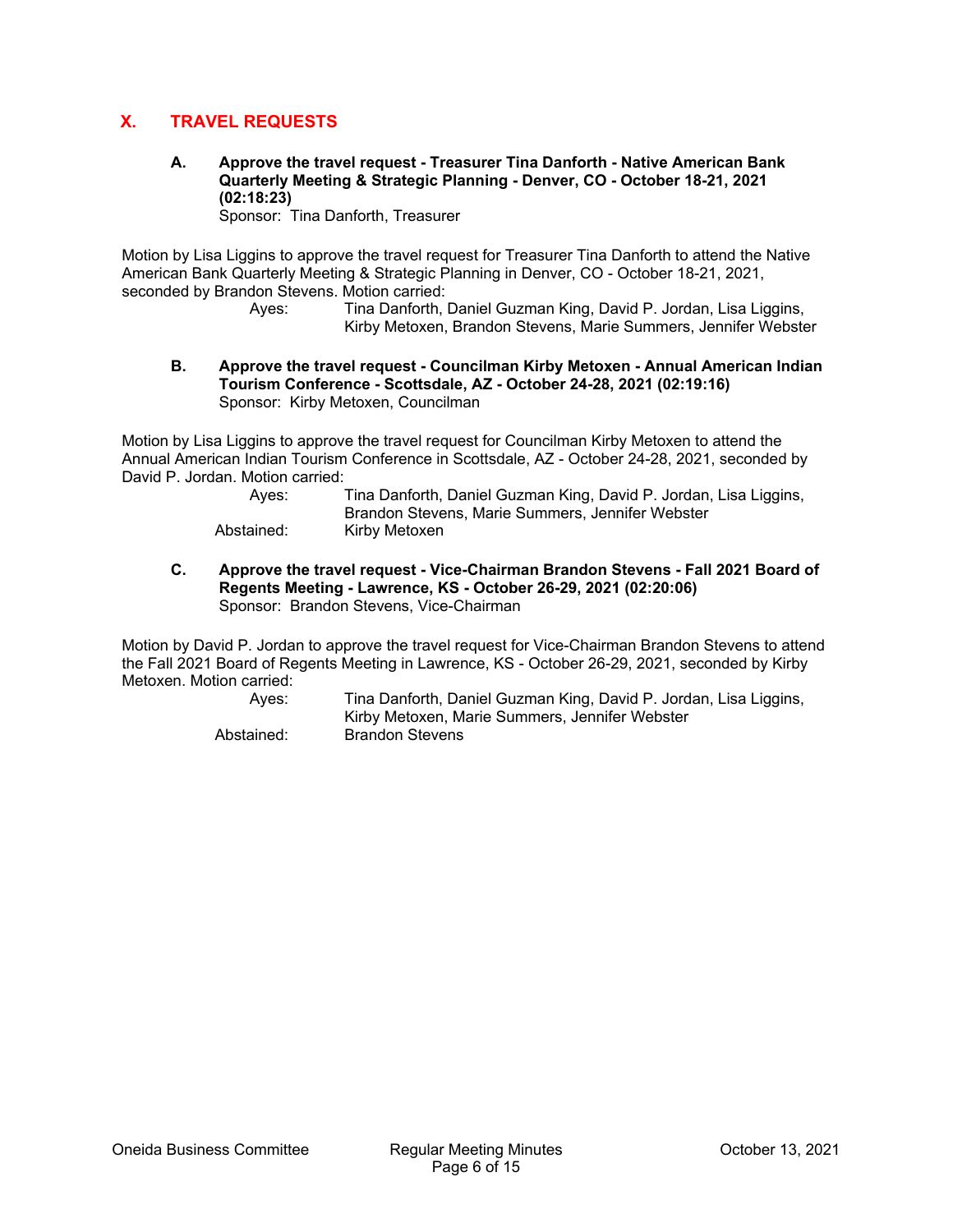## X. TRAVEL REQUESTS

### A. Approve the travel request - Treasurer Tina Danforth - Native American Bank Quarterly Meeting & Strategic Planning - Denver, CO - October 18-21, 2021 (02:18:23)

Sponsor: Tina Danforth, Treasurer

Motion by Lisa Liggins to approve the travel request for Treasurer Tina Danforth to attend the Native American Bank Quarterly Meeting & Strategic Planning in Denver, CO - October 18-21, 2021, seconded by Brandon Stevens. Motion carried:

Ayes: Tina Danforth, Daniel Guzman King, David P. Jordan, Lisa Liggins, Kirby Metoxen, Brandon Stevens, Marie Summers, Jennifer Webster

### B. Approve the travel request - Councilman Kirby Metoxen - Annual American Indian Tourism Conference - Scottsdale, AZ - October 24-28, 2021 (02:19:16)

Sponsor: Kirby Metoxen, Councilman

Motion by Lisa Liggins to approve the travel request for Councilman Kirby Metoxen to attend the Annual American Indian Tourism Conference in Scottsdale, AZ - October 24-28, 2021, seconded by David P. Jordan. Motion carried:

Ayes: Tina Danforth, Daniel Guzman King, David P. Jordan, Lisa Liggins, Brandon Stevens, Marie Summers, Jennifer Webster

Abstained: Kirby Metoxen

### C. Approve the travel request - Vice-Chairman Brandon Stevens - Fall 2021 Board of Regents Meeting - Lawrence, KS - October 26-29, 2021 (02:20:06)

Sponsor: Brandon Stevens, Vice-Chairman

Motion by David P. Jordan to approve the travel request for Vice-Chairman Brandon Stevens to attend the Fall 2021 Board of Regents Meeting in Lawrence, KS - October 26-29, 2021, seconded by Kirby Metoxen. Motion carried:

Ayes: Tina Danforth, Daniel Guzman King, David P. Jordan, Lisa Liggins, Kirby Metoxen, Marie Summers, Jennifer Webster

Abstained: Brandon Stevens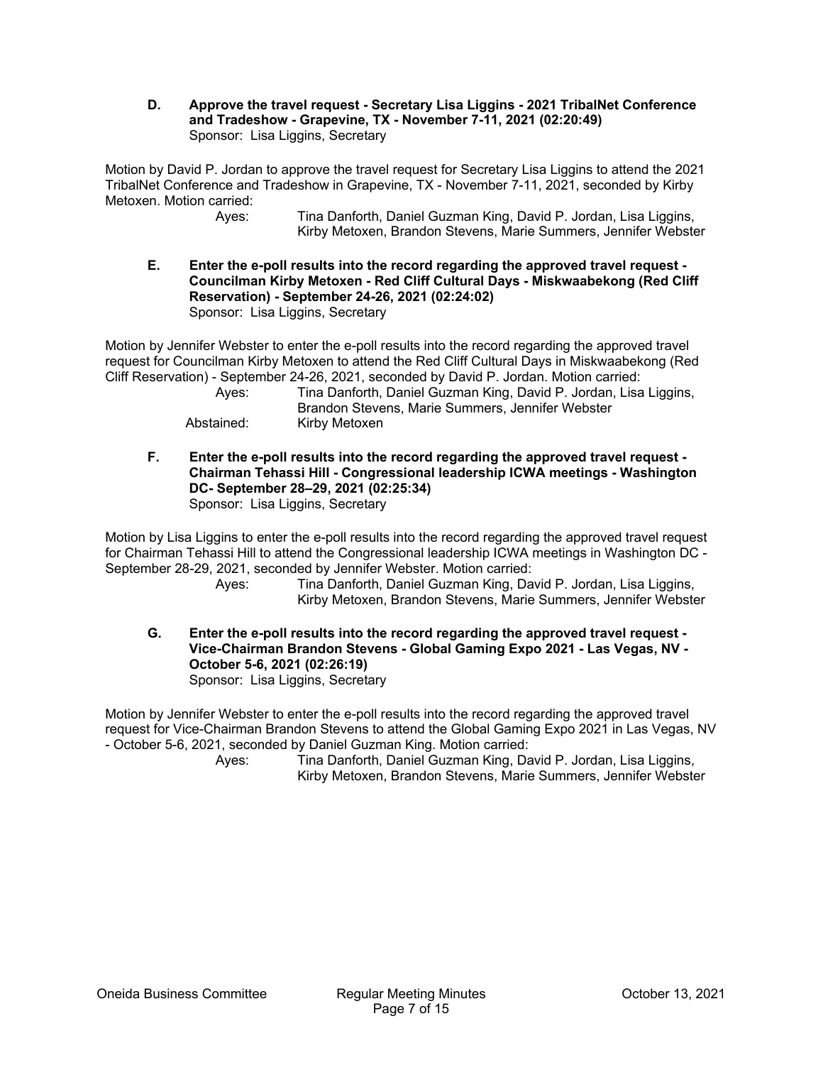**D. Approve the travel request - Secretary Lisa Liggins - 2021 TribalNet Conference and Tradeshow - Grapevine, TX - November 7-11, 2021 (02:20:49)**
Sponsor: Lisa Liggins, Secretary

Motion by David P. Jordan to approve the travel request for Secretary Lisa Liggins to attend the 2021 TribalNet Conference and Tradeshow in Grapevine, TX - November 7-11, 2021, seconded by Kirby Metoxen. Motion carried:

Ayes: Tina Danforth, Daniel Guzman King, David P. Jordan, Lisa Liggins, Kirby Metoxen, Brandon Stevens, Marie Summers, Jennifer Webster

**E. Enter the e-poll results into the record regarding the approved travel request - Councilman Kirby Metoxen - Red Cliff Cultural Days - Miskwaabekong (Red Cliff Reservation) - September 24-26, 2021 (02:24:02)**
Sponsor: Lisa Liggins, Secretary

Motion by Jennifer Webster to enter the e-poll results into the record regarding the approved travel request for Councilman Kirby Metoxen to attend the Red Cliff Cultural Days in Miskwaabekong (Red Cliff Reservation) - September 24-26, 2021, seconded by David P. Jordan. Motion carried:

Ayes: Tina Danforth, Daniel Guzman King, David P. Jordan, Lisa Liggins, Brandon Stevens, Marie Summers, Jennifer Webster
Abstained: Kirby Metoxen

**F. Enter the e-poll results into the record regarding the approved travel request - Chairman Tehassi Hill - Congressional leadership ICWA meetings - Washington DC- September 28–29, 2021 (02:25:34)**
Sponsor: Lisa Liggins, Secretary

Motion by Lisa Liggins to enter the e-poll results into the record regarding the approved travel request for Chairman Tehassi Hill to attend the Congressional leadership ICWA meetings in Washington DC - September 28-29, 2021, seconded by Jennifer Webster. Motion carried:

Ayes: Tina Danforth, Daniel Guzman King, David P. Jordan, Lisa Liggins, Kirby Metoxen, Brandon Stevens, Marie Summers, Jennifer Webster

**G. Enter the e-poll results into the record regarding the approved travel request - Vice-Chairman Brandon Stevens - Global Gaming Expo 2021 - Las Vegas, NV - October 5-6, 2021 (02:26:19)**
Sponsor: Lisa Liggins, Secretary

Motion by Jennifer Webster to enter the e-poll results into the record regarding the approved travel request for Vice-Chairman Brandon Stevens to attend the Global Gaming Expo 2021 in Las Vegas, NV - October 5-6, 2021, seconded by Daniel Guzman King. Motion carried:

Ayes: Tina Danforth, Daniel Guzman King, David P. Jordan, Lisa Liggins, Kirby Metoxen, Brandon Stevens, Marie Summers, Jennifer Webster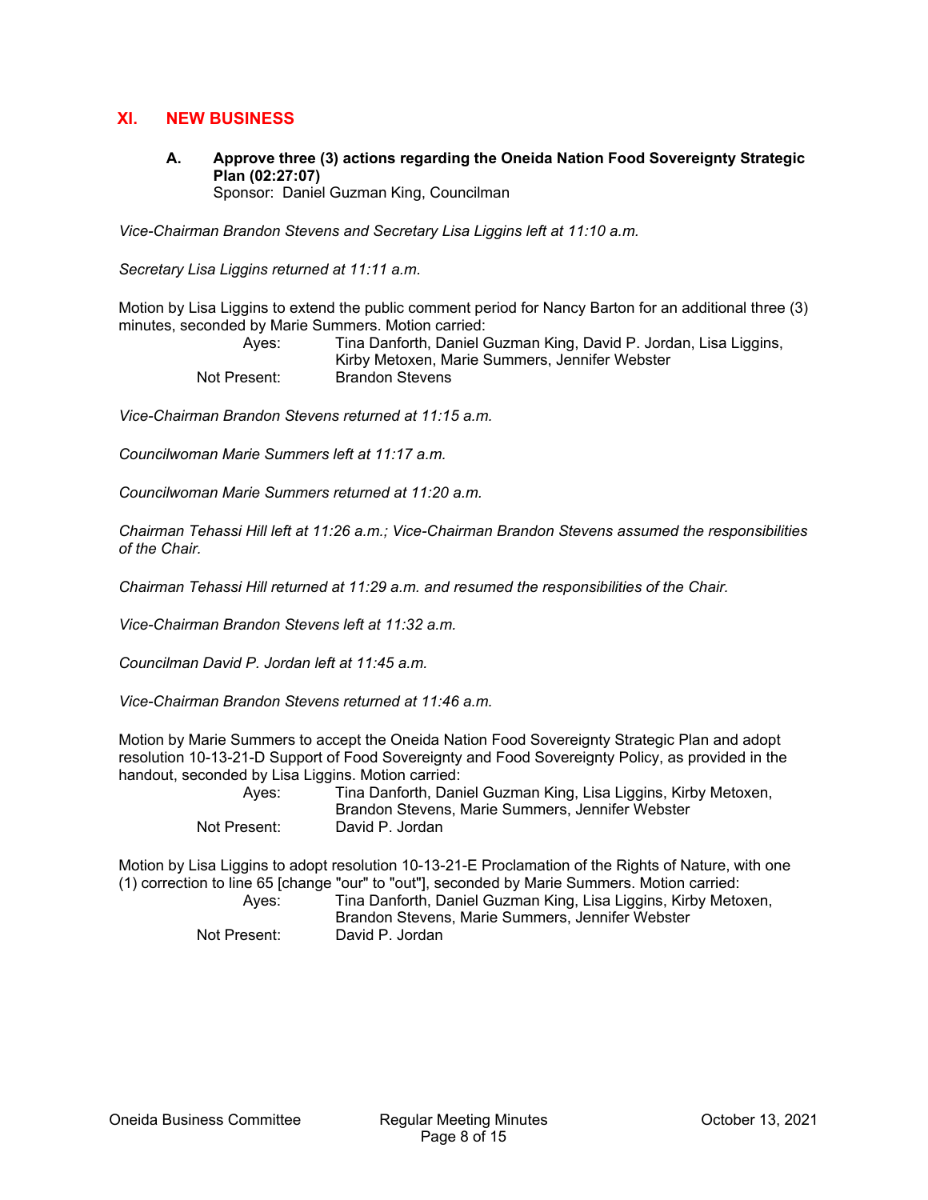## XI. NEW BUSINESS

### A. Approve three (3) actions regarding the Oneida Nation Food Sovereignty Strategic Plan (02:27:07)

Sponsor: Daniel Guzman King, Councilman

*Vice-Chairman Brandon Stevens and Secretary Lisa Liggins left at 11:10 a.m.*

*Secretary Lisa Liggins returned at 11:11 a.m.*

Motion by Lisa Liggins to extend the public comment period for Nancy Barton for an additional three (3) minutes, seconded by Marie Summers. Motion carried:

| | |
|---|---|
| Ayes: | Tina Danforth, Daniel Guzman King, David P. Jordan, Lisa Liggins, Kirby Metoxen, Marie Summers, Jennifer Webster |
| Not Present: | Brandon Stevens |

*Vice-Chairman Brandon Stevens returned at 11:15 a.m.*

*Councilwoman Marie Summers left at 11:17 a.m.*

*Councilwoman Marie Summers returned at 11:20 a.m.*

*Chairman Tehassi Hill left at 11:26 a.m.; Vice-Chairman Brandon Stevens assumed the responsibilities of the Chair.*

*Chairman Tehassi Hill returned at 11:29 a.m. and resumed the responsibilities of the Chair.*

*Vice-Chairman Brandon Stevens left at 11:32 a.m.*

*Councilman David P. Jordan left at 11:45 a.m.*

*Vice-Chairman Brandon Stevens returned at 11:46 a.m.*

Motion by Marie Summers to accept the Oneida Nation Food Sovereignty Strategic Plan and adopt resolution 10-13-21-D Support of Food Sovereignty and Food Sovereignty Policy, as provided in the handout, seconded by Lisa Liggins. Motion carried:

| | |
|---|---|
| Ayes: | Tina Danforth, Daniel Guzman King, Lisa Liggins, Kirby Metoxen, Brandon Stevens, Marie Summers, Jennifer Webster |
| Not Present: | David P. Jordan |

Motion by Lisa Liggins to adopt resolution 10-13-21-E Proclamation of the Rights of Nature, with one (1) correction to line 65 [change "our" to "out"], seconded by Marie Summers. Motion carried:

| | |
|---|---|
| Ayes: | Tina Danforth, Daniel Guzman King, Lisa Liggins, Kirby Metoxen, Brandon Stevens, Marie Summers, Jennifer Webster |
| Not Present: | David P. Jordan |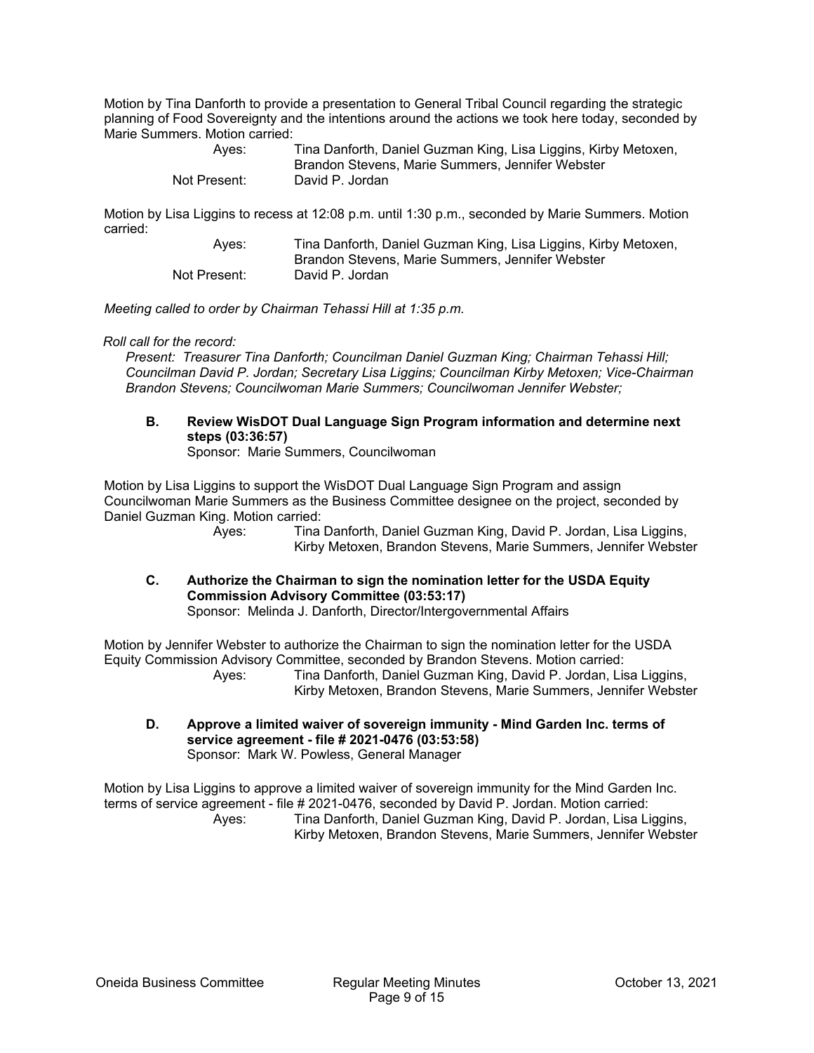Motion by Tina Danforth to provide a presentation to General Tribal Council regarding the strategic planning of Food Sovereignty and the intentions around the actions we took here today, seconded by Marie Summers. Motion carried:

Ayes: Tina Danforth, Daniel Guzman King, Lisa Liggins, Kirby Metoxen, Brandon Stevens, Marie Summers, Jennifer Webster
Not Present: David P. Jordan

Motion by Lisa Liggins to recess at 12:08 p.m. until 1:30 p.m., seconded by Marie Summers. Motion carried:

Ayes: Tina Danforth, Daniel Guzman King, Lisa Liggins, Kirby Metoxen, Brandon Stevens, Marie Summers, Jennifer Webster
Not Present: David P. Jordan

*Meeting called to order by Chairman Tehassi Hill at 1:35 p.m.*

*Roll call for the record:*

*Present: Treasurer Tina Danforth; Councilman Daniel Guzman King; Chairman Tehassi Hill; Councilman David P. Jordan; Secretary Lisa Liggins; Councilman Kirby Metoxen; Vice-Chairman Brandon Stevens; Councilwoman Marie Summers; Councilwoman Jennifer Webster;*

**B. Review WisDOT Dual Language Sign Program information and determine next steps (03:36:57)**
Sponsor: Marie Summers, Councilwoman

Motion by Lisa Liggins to support the WisDOT Dual Language Sign Program and assign Councilwoman Marie Summers as the Business Committee designee on the project, seconded by Daniel Guzman King. Motion carried:

Ayes: Tina Danforth, Daniel Guzman King, David P. Jordan, Lisa Liggins, Kirby Metoxen, Brandon Stevens, Marie Summers, Jennifer Webster

**C. Authorize the Chairman to sign the nomination letter for the USDA Equity Commission Advisory Committee (03:53:17)**
Sponsor: Melinda J. Danforth, Director/Intergovernmental Affairs

Motion by Jennifer Webster to authorize the Chairman to sign the nomination letter for the USDA Equity Commission Advisory Committee, seconded by Brandon Stevens. Motion carried:

Ayes: Tina Danforth, Daniel Guzman King, David P. Jordan, Lisa Liggins, Kirby Metoxen, Brandon Stevens, Marie Summers, Jennifer Webster

**D. Approve a limited waiver of sovereign immunity - Mind Garden Inc. terms of service agreement - file # 2021-0476 (03:53:58)**
Sponsor: Mark W. Powless, General Manager

Motion by Lisa Liggins to approve a limited waiver of sovereign immunity for the Mind Garden Inc. terms of service agreement - file # 2021-0476, seconded by David P. Jordan. Motion carried:

Ayes: Tina Danforth, Daniel Guzman King, David P. Jordan, Lisa Liggins, Kirby Metoxen, Brandon Stevens, Marie Summers, Jennifer Webster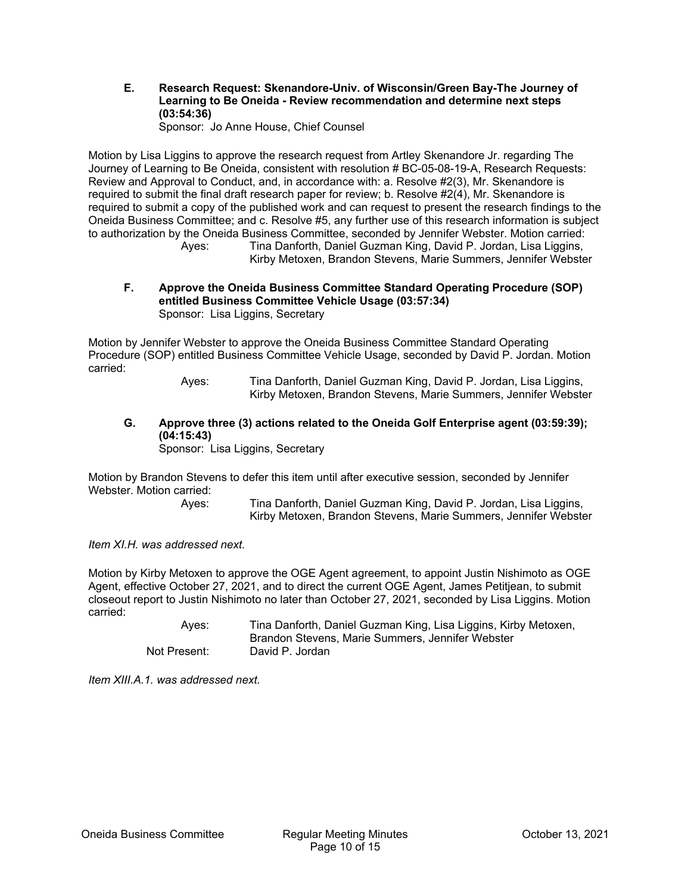**E. Research Request: Skenandore-Univ. of Wisconsin/Green Bay-The Journey of Learning to Be Oneida - Review recommendation and determine next steps (03:54:36)**
Sponsor: Jo Anne House, Chief Counsel

Motion by Lisa Liggins to approve the research request from Artley Skenandore Jr. regarding The Journey of Learning to Be Oneida, consistent with resolution # BC-05-08-19-A, Research Requests: Review and Approval to Conduct, and, in accordance with: a. Resolve #2(3), Mr. Skenandore is required to submit the final draft research paper for review; b. Resolve #2(4), Mr. Skenandore is required to submit a copy of the published work and can request to present the research findings to the Oneida Business Committee; and c. Resolve #5, any further use of this research information is subject to authorization by the Oneida Business Committee, seconded by Jennifer Webster. Motion carried:

Ayes: Tina Danforth, Daniel Guzman King, David P. Jordan, Lisa Liggins, Kirby Metoxen, Brandon Stevens, Marie Summers, Jennifer Webster

**F. Approve the Oneida Business Committee Standard Operating Procedure (SOP) entitled Business Committee Vehicle Usage (03:57:34)**
Sponsor: Lisa Liggins, Secretary

Motion by Jennifer Webster to approve the Oneida Business Committee Standard Operating Procedure (SOP) entitled Business Committee Vehicle Usage, seconded by David P. Jordan. Motion carried:

Ayes: Tina Danforth, Daniel Guzman King, David P. Jordan, Lisa Liggins, Kirby Metoxen, Brandon Stevens, Marie Summers, Jennifer Webster

**G. Approve three (3) actions related to the Oneida Golf Enterprise agent (03:59:39); (04:15:43)**
Sponsor: Lisa Liggins, Secretary

Motion by Brandon Stevens to defer this item until after executive session, seconded by Jennifer Webster. Motion carried:

Ayes: Tina Danforth, Daniel Guzman King, David P. Jordan, Lisa Liggins, Kirby Metoxen, Brandon Stevens, Marie Summers, Jennifer Webster

*Item XI.H. was addressed next.*

Motion by Kirby Metoxen to approve the OGE Agent agreement, to appoint Justin Nishimoto as OGE Agent, effective October 27, 2021, and to direct the current OGE Agent, James Petitjean, to submit closeout report to Justin Nishimoto no later than October 27, 2021, seconded by Lisa Liggins. Motion carried:

Ayes: Tina Danforth, Daniel Guzman King, Lisa Liggins, Kirby Metoxen, Brandon Stevens, Marie Summers, Jennifer Webster
Not Present: David P. Jordan

*Item XIII.A.1. was addressed next.*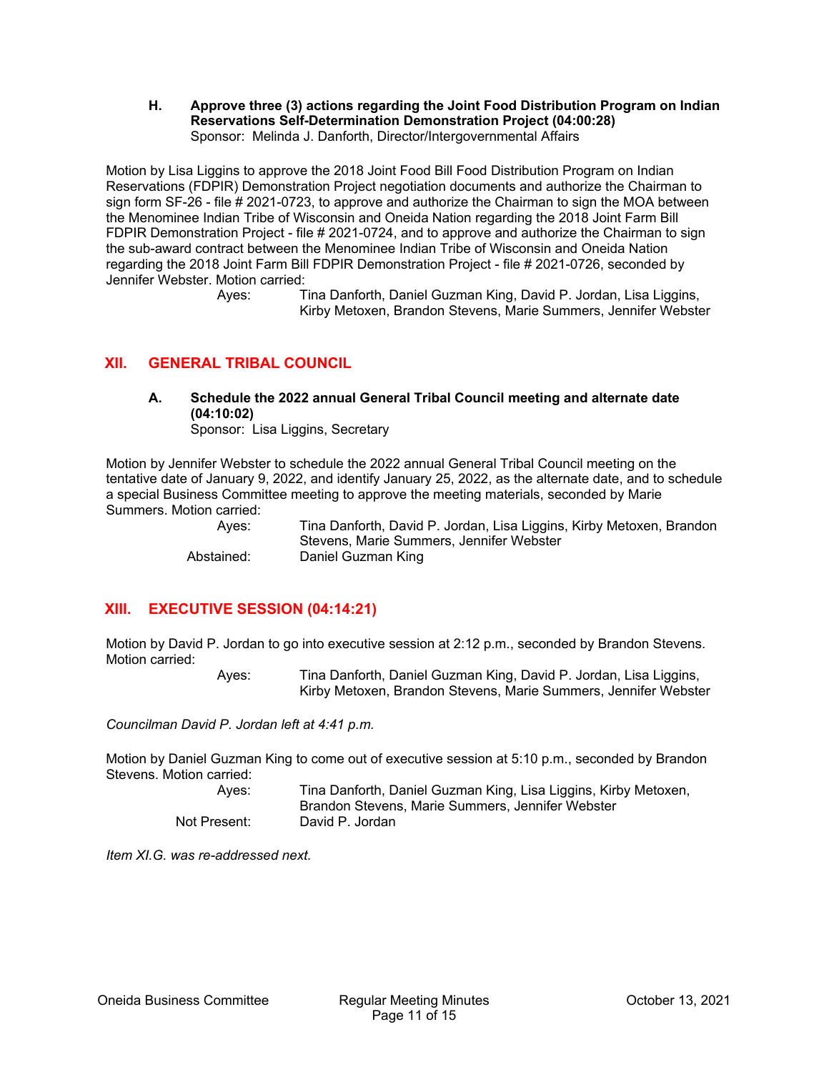**H. Approve three (3) actions regarding the Joint Food Distribution Program on Indian Reservations Self-Determination Demonstration Project (04:00:28)**
Sponsor: Melinda J. Danforth, Director/Intergovernmental Affairs

Motion by Lisa Liggins to approve the 2018 Joint Food Bill Food Distribution Program on Indian Reservations (FDPIR) Demonstration Project negotiation documents and authorize the Chairman to sign form SF-26 - file # 2021-0723, to approve and authorize the Chairman to sign the MOA between the Menominee Indian Tribe of Wisconsin and Oneida Nation regarding the 2018 Joint Farm Bill FDPIR Demonstration Project - file # 2021-0724, and to approve and authorize the Chairman to sign the sub-award contract between the Menominee Indian Tribe of Wisconsin and Oneida Nation regarding the 2018 Joint Farm Bill FDPIR Demonstration Project - file # 2021-0726, seconded by Jennifer Webster. Motion carried:

Ayes: Tina Danforth, Daniel Guzman King, David P. Jordan, Lisa Liggins, Kirby Metoxen, Brandon Stevens, Marie Summers, Jennifer Webster

## XII. GENERAL TRIBAL COUNCIL

**A. Schedule the 2022 annual General Tribal Council meeting and alternate date (04:10:02)**
Sponsor: Lisa Liggins, Secretary

Motion by Jennifer Webster to schedule the 2022 annual General Tribal Council meeting on the tentative date of January 9, 2022, and identify January 25, 2022, as the alternate date, and to schedule a special Business Committee meeting to approve the meeting materials, seconded by Marie Summers. Motion carried:

Ayes: Tina Danforth, David P. Jordan, Lisa Liggins, Kirby Metoxen, Brandon Stevens, Marie Summers, Jennifer Webster
Abstained: Daniel Guzman King

## XIII. EXECUTIVE SESSION (04:14:21)

Motion by David P. Jordan to go into executive session at 2:12 p.m., seconded by Brandon Stevens. Motion carried:

Ayes: Tina Danforth, Daniel Guzman King, David P. Jordan, Lisa Liggins, Kirby Metoxen, Brandon Stevens, Marie Summers, Jennifer Webster

*Councilman David P. Jordan left at 4:41 p.m.*

Motion by Daniel Guzman King to come out of executive session at 5:10 p.m., seconded by Brandon Stevens. Motion carried:

Ayes: Tina Danforth, Daniel Guzman King, Lisa Liggins, Kirby Metoxen, Brandon Stevens, Marie Summers, Jennifer Webster
Not Present: David P. Jordan

*Item XI.G. was re-addressed next.*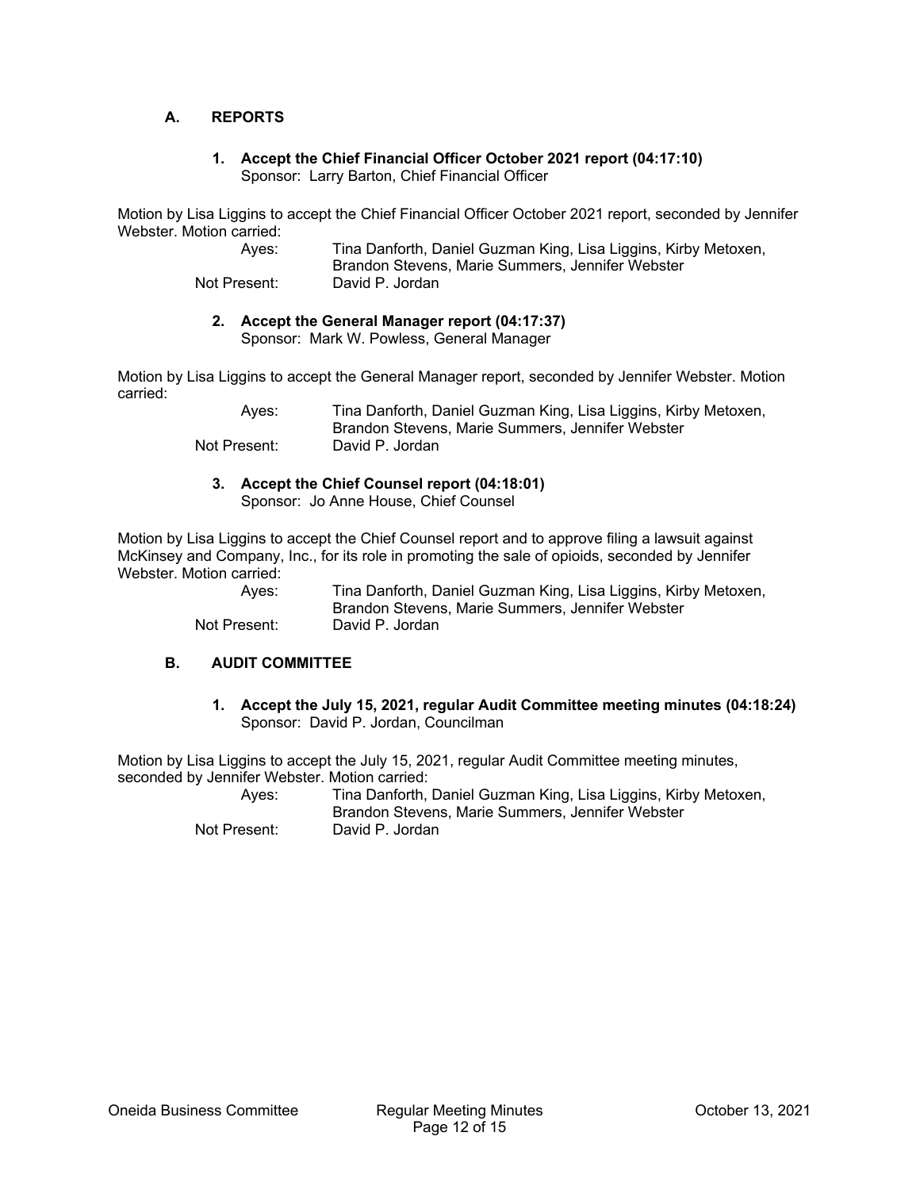## A. REPORTS

### 1. Accept the Chief Financial Officer October 2021 report (04:17:10)

Sponsor: Larry Barton, Chief Financial Officer

Motion by Lisa Liggins to accept the Chief Financial Officer October 2021 report, seconded by Jennifer Webster. Motion carried:

Ayes: Tina Danforth, Daniel Guzman King, Lisa Liggins, Kirby Metoxen, Brandon Stevens, Marie Summers, Jennifer Webster

Not Present: David P. Jordan

### 2. Accept the General Manager report (04:17:37)

Sponsor: Mark W. Powless, General Manager

Motion by Lisa Liggins to accept the General Manager report, seconded by Jennifer Webster. Motion carried:

Ayes: Tina Danforth, Daniel Guzman King, Lisa Liggins, Kirby Metoxen, Brandon Stevens, Marie Summers, Jennifer Webster

Not Present: David P. Jordan

### 3. Accept the Chief Counsel report (04:18:01)

Sponsor: Jo Anne House, Chief Counsel

Motion by Lisa Liggins to accept the Chief Counsel report and to approve filing a lawsuit against McKinsey and Company, Inc., for its role in promoting the sale of opioids, seconded by Jennifer Webster. Motion carried:

Ayes: Tina Danforth, Daniel Guzman King, Lisa Liggins, Kirby Metoxen, Brandon Stevens, Marie Summers, Jennifer Webster

Not Present: David P. Jordan

## B. AUDIT COMMITTEE

### 1. Accept the July 15, 2021, regular Audit Committee meeting minutes (04:18:24)

Sponsor: David P. Jordan, Councilman

Motion by Lisa Liggins to accept the July 15, 2021, regular Audit Committee meeting minutes, seconded by Jennifer Webster. Motion carried:

Ayes: Tina Danforth, Daniel Guzman King, Lisa Liggins, Kirby Metoxen, Brandon Stevens, Marie Summers, Jennifer Webster

Not Present: David P. Jordan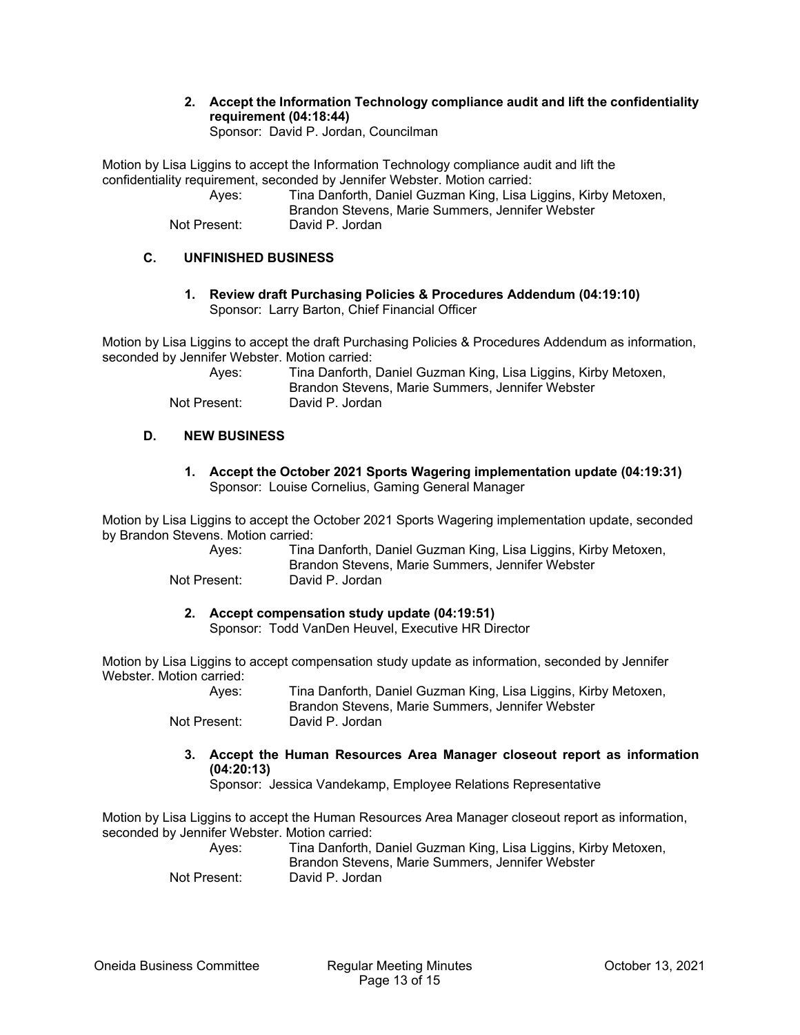**2. Accept the Information Technology compliance audit and lift the confidentiality requirement (04:18:44)**
Sponsor: David P. Jordan, Councilman

Motion by Lisa Liggins to accept the Information Technology compliance audit and lift the confidentiality requirement, seconded by Jennifer Webster. Motion carried:

Ayes: Tina Danforth, Daniel Guzman King, Lisa Liggins, Kirby Metoxen, Brandon Stevens, Marie Summers, Jennifer Webster
Not Present: David P. Jordan

## C. UNFINISHED BUSINESS

**1. Review draft Purchasing Policies & Procedures Addendum (04:19:10)**
Sponsor: Larry Barton, Chief Financial Officer

Motion by Lisa Liggins to accept the draft Purchasing Policies & Procedures Addendum as information, seconded by Jennifer Webster. Motion carried:

Ayes: Tina Danforth, Daniel Guzman King, Lisa Liggins, Kirby Metoxen, Brandon Stevens, Marie Summers, Jennifer Webster
Not Present: David P. Jordan

## D. NEW BUSINESS

**1. Accept the October 2021 Sports Wagering implementation update (04:19:31)**
Sponsor: Louise Cornelius, Gaming General Manager

Motion by Lisa Liggins to accept the October 2021 Sports Wagering implementation update, seconded by Brandon Stevens. Motion carried:

Ayes: Tina Danforth, Daniel Guzman King, Lisa Liggins, Kirby Metoxen, Brandon Stevens, Marie Summers, Jennifer Webster
Not Present: David P. Jordan

**2. Accept compensation study update (04:19:51)**
Sponsor: Todd VanDen Heuvel, Executive HR Director

Motion by Lisa Liggins to accept compensation study update as information, seconded by Jennifer Webster. Motion carried:

Ayes: Tina Danforth, Daniel Guzman King, Lisa Liggins, Kirby Metoxen, Brandon Stevens, Marie Summers, Jennifer Webster
Not Present: David P. Jordan

**3. Accept the Human Resources Area Manager closeout report as information (04:20:13)**
Sponsor: Jessica Vandekamp, Employee Relations Representative

Motion by Lisa Liggins to accept the Human Resources Area Manager closeout report as information, seconded by Jennifer Webster. Motion carried:

Ayes: Tina Danforth, Daniel Guzman King, Lisa Liggins, Kirby Metoxen, Brandon Stevens, Marie Summers, Jennifer Webster
Not Present: David P. Jordan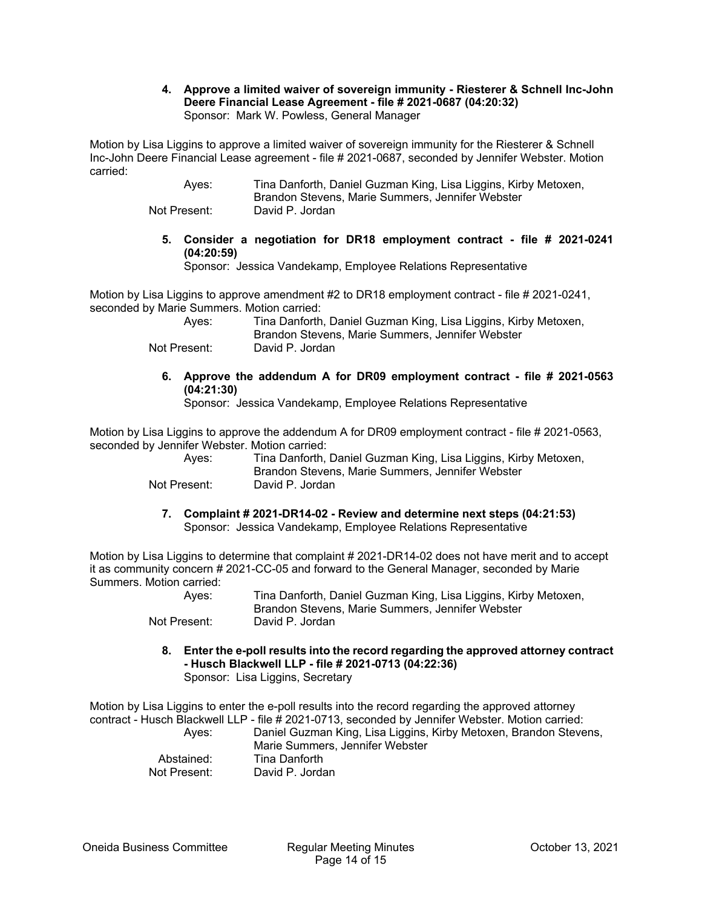**4. Approve a limited waiver of sovereign immunity - Riesterer & Schnell Inc-John Deere Financial Lease Agreement - file # 2021-0687 (04:20:32)**
Sponsor: Mark W. Powless, General Manager

Motion by Lisa Liggins to approve a limited waiver of sovereign immunity for the Riesterer & Schnell Inc-John Deere Financial Lease agreement - file # 2021-0687, seconded by Jennifer Webster. Motion carried:

Ayes: Tina Danforth, Daniel Guzman King, Lisa Liggins, Kirby Metoxen, Brandon Stevens, Marie Summers, Jennifer Webster
Not Present: David P. Jordan

**5. Consider a negotiation for DR18 employment contract - file # 2021-0241 (04:20:59)**
Sponsor: Jessica Vandekamp, Employee Relations Representative

Motion by Lisa Liggins to approve amendment #2 to DR18 employment contract - file # 2021-0241, seconded by Marie Summers. Motion carried:

Ayes: Tina Danforth, Daniel Guzman King, Lisa Liggins, Kirby Metoxen, Brandon Stevens, Marie Summers, Jennifer Webster
Not Present: David P. Jordan

**6. Approve the addendum A for DR09 employment contract - file # 2021-0563 (04:21:30)**
Sponsor: Jessica Vandekamp, Employee Relations Representative

Motion by Lisa Liggins to approve the addendum A for DR09 employment contract - file # 2021-0563, seconded by Jennifer Webster. Motion carried:

Ayes: Tina Danforth, Daniel Guzman King, Lisa Liggins, Kirby Metoxen, Brandon Stevens, Marie Summers, Jennifer Webster
Not Present: David P. Jordan

**7. Complaint # 2021-DR14-02 - Review and determine next steps (04:21:53)**
Sponsor: Jessica Vandekamp, Employee Relations Representative

Motion by Lisa Liggins to determine that complaint # 2021-DR14-02 does not have merit and to accept it as community concern # 2021-CC-05 and forward to the General Manager, seconded by Marie Summers. Motion carried:

Ayes: Tina Danforth, Daniel Guzman King, Lisa Liggins, Kirby Metoxen, Brandon Stevens, Marie Summers, Jennifer Webster
Not Present: David P. Jordan

**8. Enter the e-poll results into the record regarding the approved attorney contract - Husch Blackwell LLP - file # 2021-0713 (04:22:36)**
Sponsor: Lisa Liggins, Secretary

Motion by Lisa Liggins to enter the e-poll results into the record regarding the approved attorney contract - Husch Blackwell LLP - file # 2021-0713, seconded by Jennifer Webster. Motion carried:

Ayes: Daniel Guzman King, Lisa Liggins, Kirby Metoxen, Brandon Stevens, Marie Summers, Jennifer Webster
Abstained: Tina Danforth
Not Present: David P. Jordan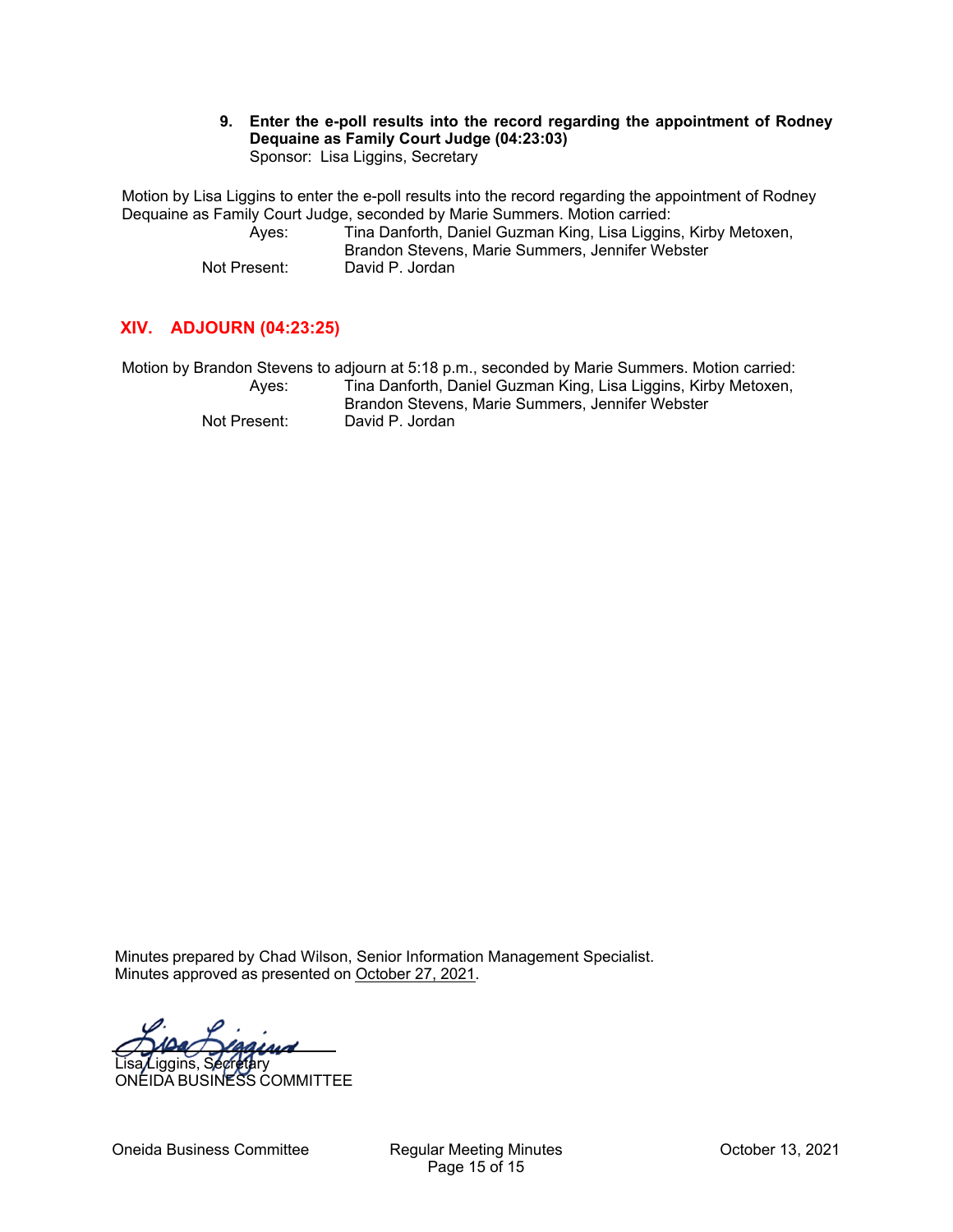9. **Enter the e-poll results into the record regarding the appointment of Rodney Dequaine as Family Court Judge (04:23:03)**
   Sponsor: Lisa Liggins, Secretary

Motion by Lisa Liggins to enter the e-poll results into the record regarding the appointment of Rodney Dequaine as Family Court Judge, seconded by Marie Summers. Motion carried:

| | |
|---|---|
| Ayes: | Tina Danforth, Daniel Guzman King, Lisa Liggins, Kirby Metoxen, Brandon Stevens, Marie Summers, Jennifer Webster |
| Not Present: | David P. Jordan |

## XIV. ADJOURN (04:23:25)

Motion by Brandon Stevens to adjourn at 5:18 p.m., seconded by Marie Summers. Motion carried:

| | |
|---|---|
| Ayes: | Tina Danforth, Daniel Guzman King, Lisa Liggins, Kirby Metoxen, Brandon Stevens, Marie Summers, Jennifer Webster |
| Not Present: | David P. Jordan |

Minutes prepared by Chad Wilson, Senior Information Management Specialist.
Minutes approved as presented on October 27, 2021.

Lisa Liggins, Secretary
ONEIDA BUSINESS COMMITTEE